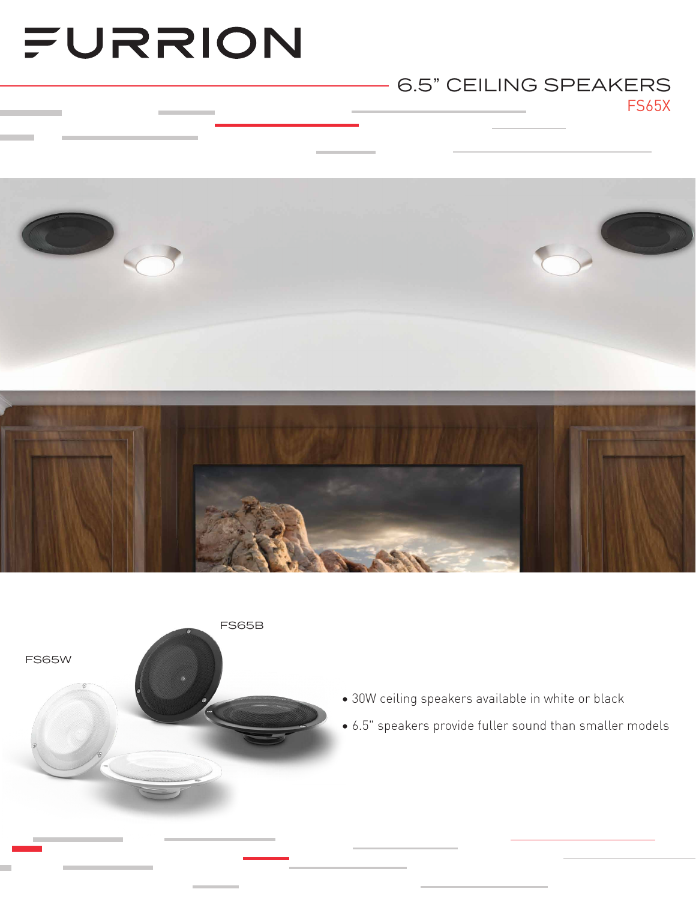# FURRION

## 6.5" CEILING SPEAKERS

FS65X

FS65W

FS65B

- 30W ceiling speakers available in white or black
- 6.5" speakers provide fuller sound than smaller models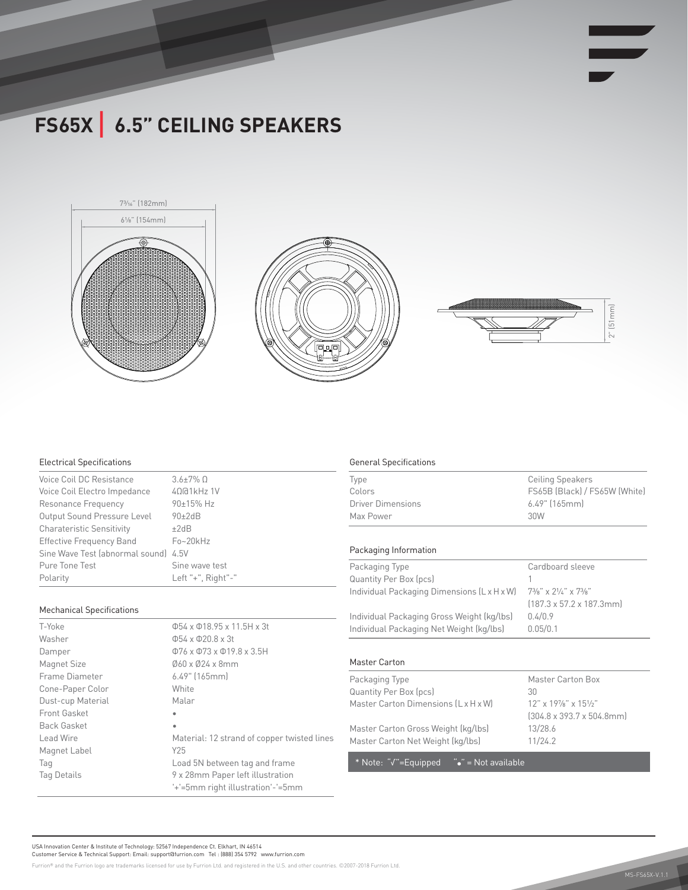# FS65X | 6.5" CEILING SPEAKERS

7³⁄₁₆" (182mm)

6⅛" (154mm)

2" (51mm)

### Electrical Specifications

| | |
|---|---|
| Voice Coil DC Resistance | 3.6±7% Ω |
| Voice Coil Electro Impedance | 4Ω@1kHz 1V |
| Resonance Frequency | 90±15% Hz |
| Output Sound Pressure Level | 90±2dB |
| Charateristic Sensitivity | ±2dB |
| Effective Frequency Band | Fo~20kHz |
| Sine Wave Test (abnormal sound) | 4.5V |
| Pure Tone Test | Sine wave test |
| Polarity | Left "+", Right"-" |

### Mechanical Specifications

| | |
|---|---|
| T-Yoke | Φ54 x Φ18.95 x 11.5H x 3t |
| Washer | Φ54 x Φ20.8 x 3t |
| Damper | Φ76 x Φ73 x Φ19.8 x 3.5H |
| Magnet Size | Ø60 x Ø24 x 8mm |
| Frame Diameter | 6.49" (165mm) |
| Cone-Paper Color | White |
| Dust-cup Material | Malar |
| Front Gasket | • |
| Back Gasket | • |
| Lead Wire | Material: 12 strand of copper twisted lines |
| Magnet Label | Y25 |
| Tag | Load 5N between tag and frame |
| Tag Details | 9 x 28mm Paper left illustration '+'=5mm right illustration'-'=5mm |

### General Specifications

| | |
|---|---|
| Type | Ceiling Speakers |
| Colors | FS65B (Black) / FS65W (White) |
| Driver Dimensions | 6.49" (165mm) |
| Max Power | 30W |

### Packaging Information

| | |
|---|---|
| Packaging Type | Cardboard sleeve |
| Quantity Per Box (pcs) | 1 |
| Individual Packaging Dimensions (L x H x W) | 7⅜" x 2¼" x 7⅜" (187.3 x 57.2 x 187.3mm) |
| Individual Packaging Gross Weight (kg/lbs) | 0.4/0.9 |
| Individual Packaging Net Weight (kg/lbs) | 0.05/0.1 |

### Master Carton

| | |
|---|---|
| Packaging Type | Master Carton Box |
| Quantity Per Box (pcs) | 30 |
| Master Carton Dimensions (L x H x W) | 12" x 19⅞" x 15½" (304.8 x 393.7 x 504.8mm) |
| Master Carton Gross Weight (kg/lbs) | 13/28.6 |
| Master Carton Net Weight (kg/lbs) | 11/24.2 |

* Note: "√"=Equipped "•" = Not available

USA Innovation Center & Institute of Technology: 52567 Independence Ct. Elkhart, IN 46514
Customer Service & Technical Support: Email: support@furrion.com Tel : (888) 354 5792 www.furrion.com

Furrion® and the Furrion logo are trademarks licensed for use by Furrion Ltd. and registered in the U.S. and other countries. ©2007-2018 Furrion Ltd.

MS-FS65X-V.1.1